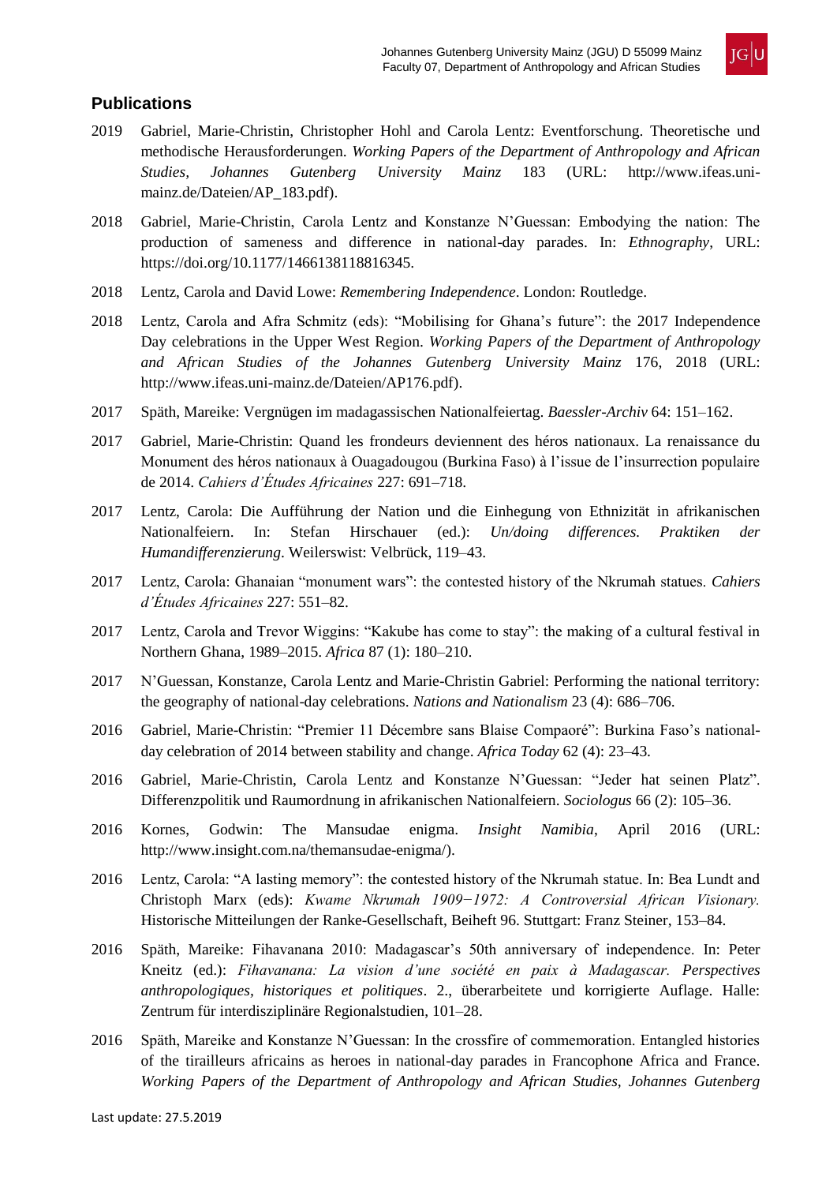## Publications

2019 Gabriel, Marie-Christin, Christopher Hohl and Carola Lentz: Eventforschung. Theoretische und methodische Herausforderungen. *Working Papers of the Department of Anthropology and African Studies, Johannes Gutenberg University Mainz* 183 (URL: http://www.ifeas.uni-mainz.de/Dateien/AP_183.pdf).

2018 Gabriel, Marie-Christin, Carola Lentz and Konstanze N'Guessan: Embodying the nation: The production of sameness and difference in national-day parades. In: *Ethnography*, URL: https://doi.org/10.1177/1466138118816345.

2018 Lentz, Carola and David Lowe: *Remembering Independence*. London: Routledge.

2018 Lentz, Carola and Afra Schmitz (eds): "Mobilising for Ghana's future": the 2017 Independence Day celebrations in the Upper West Region. *Working Papers of the Department of Anthropology and African Studies of the Johannes Gutenberg University Mainz* 176, 2018 (URL: http://www.ifeas.uni-mainz.de/Dateien/AP176.pdf).

2017 Späth, Mareike: Vergnügen im madagassischen Nationalfeiertag. *Baessler-Archiv* 64: 151–162.

2017 Gabriel, Marie-Christin: Quand les frondeurs deviennent des héros nationaux. La renaissance du Monument des héros nationaux à Ouagadougou (Burkina Faso) à l'issue de l'insurrection populaire de 2014. *Cahiers d'Études Africaines* 227: 691–718.

2017 Lentz, Carola: Die Aufführung der Nation und die Einhegung von Ethnizität in afrikanischen Nationalfeiern. In: Stefan Hirschauer (ed.): *Un/doing differences. Praktiken der Humandifferenzierung*. Weilerswist: Velbrück, 119–43.

2017 Lentz, Carola: Ghanaian "monument wars": the contested history of the Nkrumah statues. *Cahiers d'Études Africaines* 227: 551–82.

2017 Lentz, Carola and Trevor Wiggins: "Kakube has come to stay": the making of a cultural festival in Northern Ghana, 1989–2015. *Africa* 87 (1): 180–210.

2017 N'Guessan, Konstanze, Carola Lentz and Marie-Christin Gabriel: Performing the national territory: the geography of national-day celebrations. *Nations and Nationalism* 23 (4): 686–706.

2016 Gabriel, Marie-Christin: "Premier 11 Décembre sans Blaise Compaoré": Burkina Faso's national-day celebration of 2014 between stability and change. *Africa Today* 62 (4): 23–43.

2016 Gabriel, Marie-Christin, Carola Lentz and Konstanze N'Guessan: "Jeder hat seinen Platz". Differenzpolitik und Raumordnung in afrikanischen Nationalfeiern. *Sociologus* 66 (2): 105–36.

2016 Kornes, Godwin: The Mansudae enigma. *Insight Namibia*, April 2016 (URL: http://www.insight.com.na/themansudae-enigma/).

2016 Lentz, Carola: "A lasting memory": the contested history of the Nkrumah statue. In: Bea Lundt and Christoph Marx (eds): *Kwame Nkrumah 1909−1972: A Controversial African Visionary.* Historische Mitteilungen der Ranke-Gesellschaft, Beiheft 96. Stuttgart: Franz Steiner, 153–84.

2016 Späth, Mareike: Fihavanana 2010: Madagascar's 50th anniversary of independence. In: Peter Kneitz (ed.): *Fihavanana: La vision d'une société en paix à Madagascar. Perspectives anthropologiques, historiques et politiques*. 2., überarbeitete und korrigierte Auflage. Halle: Zentrum für interdisziplinäre Regionalstudien, 101–28.

2016 Späth, Mareike and Konstanze N'Guessan: In the crossfire of commemoration. Entangled histories of the tirailleurs africains as heroes in national-day parades in Francophone Africa and France. *Working Papers of the Department of Anthropology and African Studies, Johannes Gutenberg*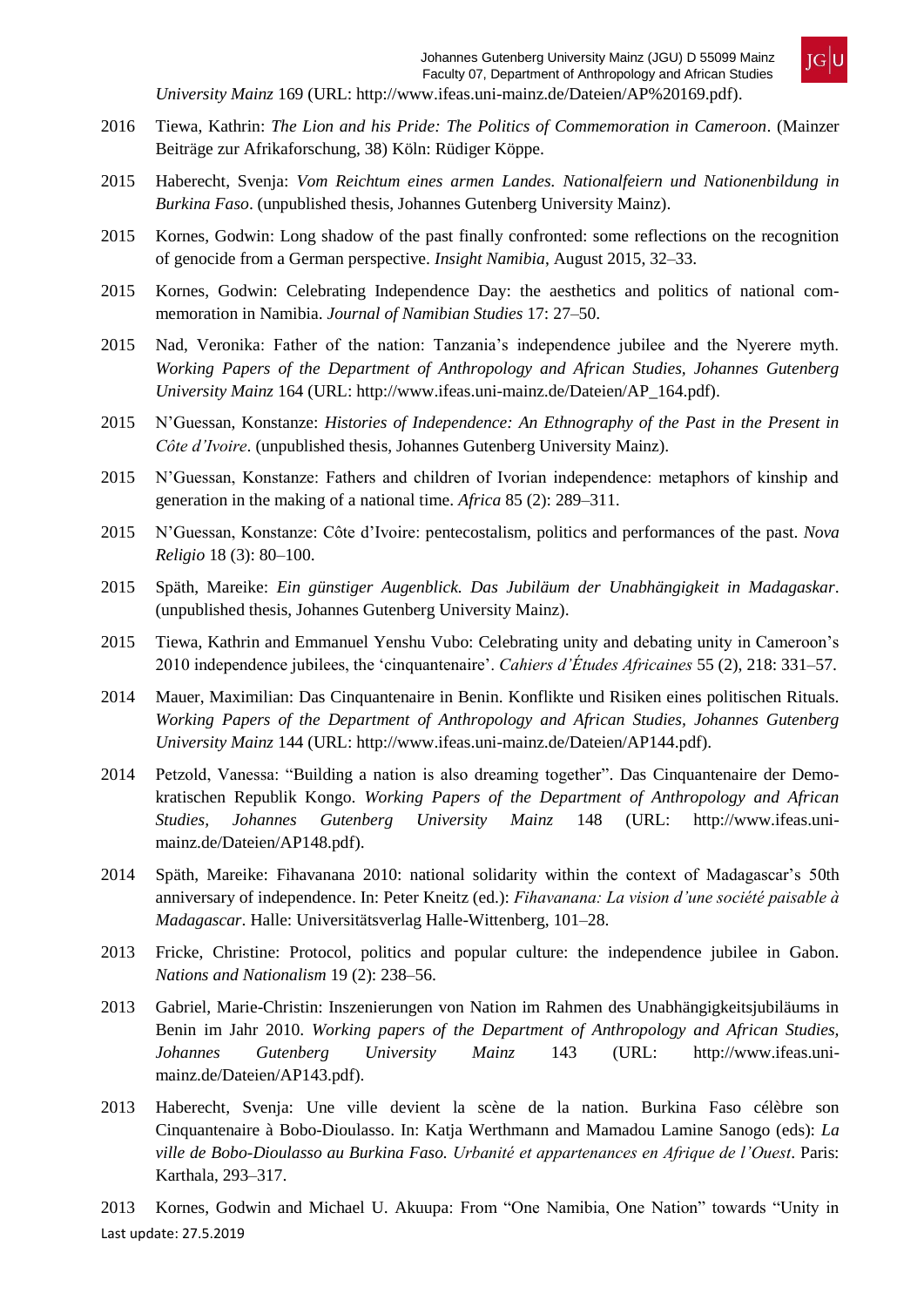*University Mainz* 169 (URL: http://www.ifeas.uni-mainz.de/Dateien/AP%20169.pdf).

2016 Tiewa, Kathrin: *The Lion and his Pride: The Politics of Commemoration in Cameroon*. (Mainzer Beiträge zur Afrikaforschung, 38) Köln: Rüdiger Köppe.

2015 Haberecht, Svenja: *Vom Reichtum eines armen Landes. Nationalfeiern und Nationenbildung in Burkina Faso*. (unpublished thesis, Johannes Gutenberg University Mainz).

2015 Kornes, Godwin: Long shadow of the past finally confronted: some reflections on the recognition of genocide from a German perspective. *Insight Namibia*, August 2015, 32–33.

2015 Kornes, Godwin: Celebrating Independence Day: the aesthetics and politics of national commemoration in Namibia. *Journal of Namibian Studies* 17: 27–50.

2015 Nad, Veronika: Father of the nation: Tanzania's independence jubilee and the Nyerere myth. *Working Papers of the Department of Anthropology and African Studies, Johannes Gutenberg University Mainz* 164 (URL: http://www.ifeas.uni-mainz.de/Dateien/AP_164.pdf).

2015 N'Guessan, Konstanze: *Histories of Independence: An Ethnography of the Past in the Present in Côte d'Ivoire*. (unpublished thesis, Johannes Gutenberg University Mainz).

2015 N'Guessan, Konstanze: Fathers and children of Ivorian independence: metaphors of kinship and generation in the making of a national time. *Africa* 85 (2): 289–311.

2015 N'Guessan, Konstanze: Côte d'Ivoire: pentecostalism, politics and performances of the past. *Nova Religio* 18 (3): 80–100.

2015 Späth, Mareike: *Ein günstiger Augenblick. Das Jubiläum der Unabhängigkeit in Madagaskar*. (unpublished thesis, Johannes Gutenberg University Mainz).

2015 Tiewa, Kathrin and Emmanuel Yenshu Vubo: Celebrating unity and debating unity in Cameroon's 2010 independence jubilees, the 'cinquantenaire'. *Cahiers d'Études Africaines* 55 (2), 218: 331–57.

2014 Mauer, Maximilian: Das Cinquantenaire in Benin. Konflikte und Risiken eines politischen Rituals. *Working Papers of the Department of Anthropology and African Studies, Johannes Gutenberg University Mainz* 144 (URL: http://www.ifeas.uni-mainz.de/Dateien/AP144.pdf).

2014 Petzold, Vanessa: "Building a nation is also dreaming together". Das Cinquantenaire der Demokratischen Republik Kongo. *Working Papers of the Department of Anthropology and African Studies, Johannes Gutenberg University Mainz* 148 (URL: http://www.ifeas.uni-mainz.de/Dateien/AP148.pdf).

2014 Späth, Mareike: Fihavanana 2010: national solidarity within the context of Madagascar's 50th anniversary of independence. In: Peter Kneitz (ed.): *Fihavanana: La vision d'une société paisable à Madagascar*. Halle: Universitätsverlag Halle-Wittenberg, 101–28.

2013 Fricke, Christine: Protocol, politics and popular culture: the independence jubilee in Gabon. *Nations and Nationalism* 19 (2): 238–56.

2013 Gabriel, Marie-Christin: Inszenierungen von Nation im Rahmen des Unabhängigkeitsjubiläums in Benin im Jahr 2010. *Working papers of the Department of Anthropology and African Studies, Johannes Gutenberg University Mainz* 143 (URL: http://www.ifeas.uni-mainz.de/Dateien/AP143.pdf).

2013 Haberecht, Svenja: Une ville devient la scène de la nation. Burkina Faso célèbre son Cinquantenaire à Bobo-Dioulasso. In: Katja Werthmann and Mamadou Lamine Sanogo (eds): *La ville de Bobo-Dioulasso au Burkina Faso. Urbanité et appartenances en Afrique de l'Ouest*. Paris: Karthala, 293–317.

2013 Kornes, Godwin and Michael U. Akuupa: From "One Namibia, One Nation" towards "Unity in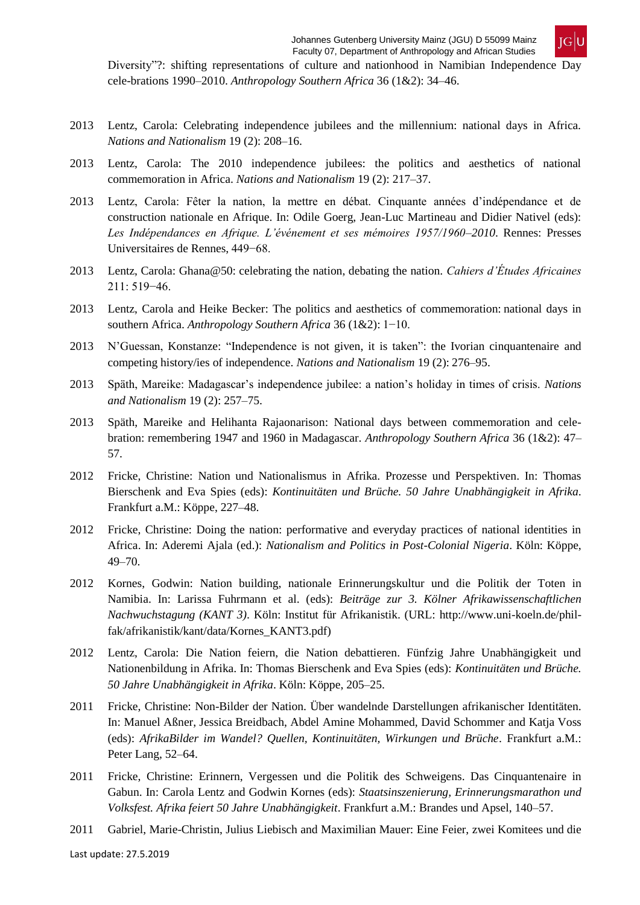Diversity”?: shifting representations of culture and nationhood in Namibian Independence Day cele-brations 1990–2010. *Anthropology Southern Africa* 36 (1&2): 34–46.

2013 Lentz, Carola: Celebrating independence jubilees and the millennium: national days in Africa. *Nations and Nationalism* 19 (2): 208–16.

2013 Lentz, Carola: The 2010 independence jubilees: the politics and aesthetics of national commemoration in Africa. *Nations and Nationalism* 19 (2): 217–37.

2013 Lentz, Carola: Fêter la nation, la mettre en débat. Cinquante années d’indépendance et de construction nationale en Afrique. In: Odile Goerg, Jean-Luc Martineau and Didier Nativel (eds): *Les Indépendances en Afrique. L’événement et ses mémoires 1957/1960–2010*. Rennes: Presses Universitaires de Rennes, 449−68.

2013 Lentz, Carola: Ghana@50: celebrating the nation, debating the nation. *Cahiers d’Études Africaines* 211: 519−46.

2013 Lentz, Carola and Heike Becker: The politics and aesthetics of commemoration: national days in southern Africa. *Anthropology Southern Africa* 36 (1&2): 1−10.

2013 N’Guessan, Konstanze: “Independence is not given, it is taken”: the Ivorian cinquantenaire and competing history/ies of independence. *Nations and Nationalism* 19 (2): 276–95.

2013 Späth, Mareike: Madagascar’s independence jubilee: a nation’s holiday in times of crisis. *Nations and Nationalism* 19 (2): 257–75.

2013 Späth, Mareike and Helihanta Rajaonarison: National days between commemoration and cele-bration: remembering 1947 and 1960 in Madagascar. *Anthropology Southern Africa* 36 (1&2): 47–57.

2012 Fricke, Christine: Nation und Nationalismus in Afrika. Prozesse und Perspektiven. In: Thomas Bierschenk and Eva Spies (eds): *Kontinuitäten und Brüche. 50 Jahre Unabhängigkeit in Afrika*. Frankfurt a.M.: Köppe, 227–48.

2012 Fricke, Christine: Doing the nation: performative and everyday practices of national identities in Africa. In: Aderemi Ajala (ed.): *Nationalism and Politics in Post-Colonial Nigeria*. Köln: Köppe, 49–70.

2012 Kornes, Godwin: Nation building, nationale Erinnerungskultur und die Politik der Toten in Namibia. In: Larissa Fuhrmann et al. (eds): *Beiträge zur 3. Kölner Afrikawissenschaftlichen Nachwuchstagung (KANT 3)*. Köln: Institut für Afrikanistik. (URL: http://www.uni-koeln.de/phil-fak/afrikanistik/kant/data/Kornes_KANT3.pdf)

2012 Lentz, Carola: Die Nation feiern, die Nation debattieren. Fünfzig Jahre Unabhängigkeit und Nationenbildung in Afrika. In: Thomas Bierschenk and Eva Spies (eds): *Kontinuitäten und Brüche. 50 Jahre Unabhängigkeit in Afrika*. Köln: Köppe, 205–25.

2011 Fricke, Christine: Non-Bilder der Nation. Über wandelnde Darstellungen afrikanischer Identitäten. In: Manuel Aßner, Jessica Breidbach, Abdel Amine Mohammed, David Schommer and Katja Voss (eds): *AfrikaBilder im Wandel? Quellen, Kontinuitäten, Wirkungen und Brüche*. Frankfurt a.M.: Peter Lang, 52–64.

2011 Fricke, Christine: Erinnern, Vergessen und die Politik des Schweigens. Das Cinquantenaire in Gabun. In: Carola Lentz and Godwin Kornes (eds): *Staatsinszenierung, Erinnerungsmarathon und Volksfest. Afrika feiert 50 Jahre Unabhängigkeit*. Frankfurt a.M.: Brandes und Apsel, 140–57.

2011 Gabriel, Marie-Christin, Julius Liebisch and Maximilian Mauer: Eine Feier, zwei Komitees und die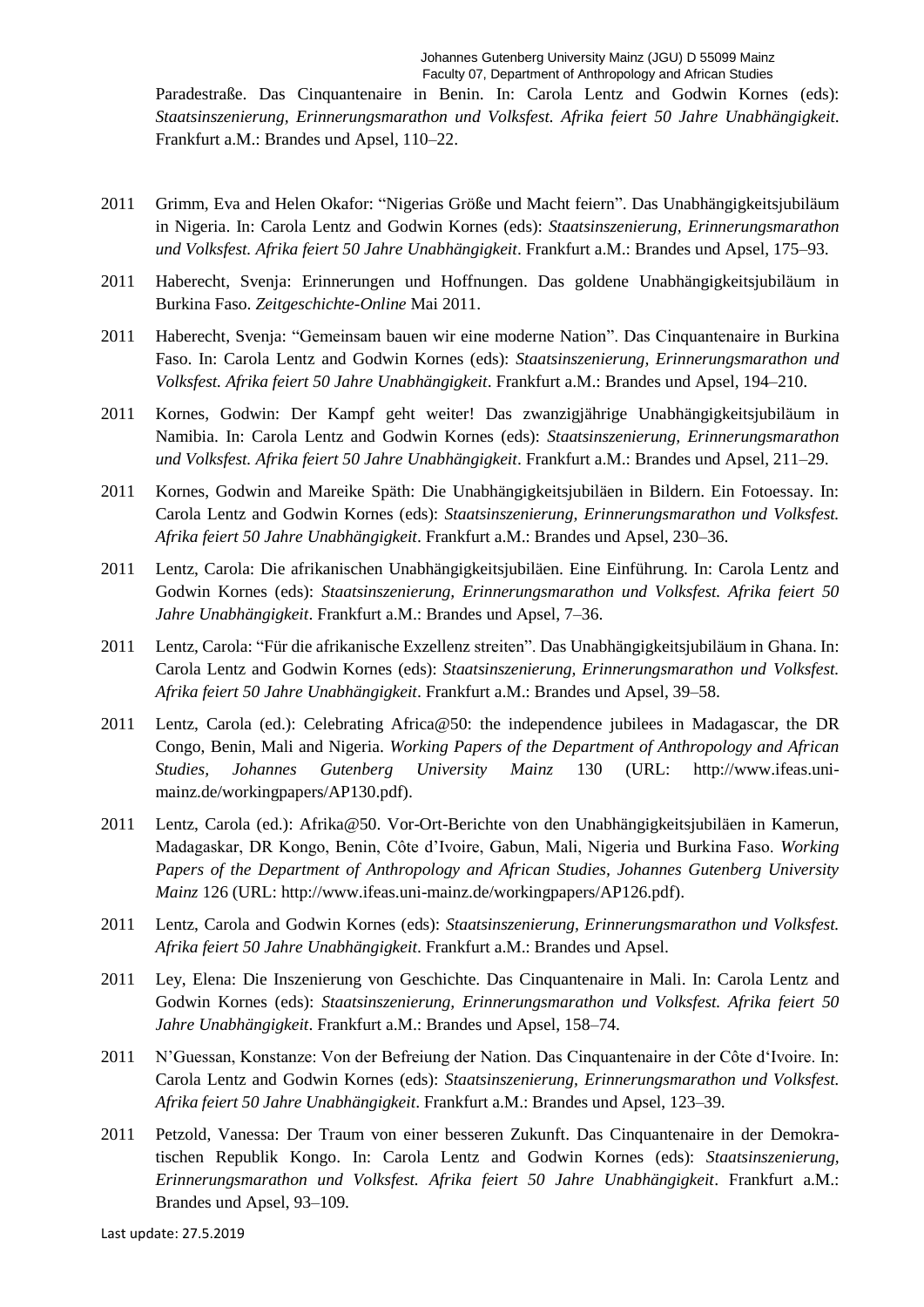Paradestraße. Das Cinquantenaire in Benin. In: Carola Lentz and Godwin Kornes (eds): *Staatsinszenierung, Erinnerungsmarathon und Volksfest. Afrika feiert 50 Jahre Unabhängigkeit.* Frankfurt a.M.: Brandes und Apsel, 110–22.

2011 Grimm, Eva and Helen Okafor: "Nigerias Größe und Macht feiern". Das Unabhängigkeitsjubiläum in Nigeria. In: Carola Lentz and Godwin Kornes (eds): *Staatsinszenierung, Erinnerungsmarathon und Volksfest. Afrika feiert 50 Jahre Unabhängigkeit*. Frankfurt a.M.: Brandes und Apsel, 175–93.

2011 Haberecht, Svenja: Erinnerungen und Hoffnungen. Das goldene Unabhängigkeitsjubiläum in Burkina Faso. *Zeitgeschichte-Online* Mai 2011.

2011 Haberecht, Svenja: "Gemeinsam bauen wir eine moderne Nation". Das Cinquantenaire in Burkina Faso. In: Carola Lentz and Godwin Kornes (eds): *Staatsinszenierung, Erinnerungsmarathon und Volksfest. Afrika feiert 50 Jahre Unabhängigkeit*. Frankfurt a.M.: Brandes und Apsel, 194–210.

2011 Kornes, Godwin: Der Kampf geht weiter! Das zwanzigjährige Unabhängigkeitsjubiläum in Namibia. In: Carola Lentz and Godwin Kornes (eds): *Staatsinszenierung, Erinnerungsmarathon und Volksfest. Afrika feiert 50 Jahre Unabhängigkeit*. Frankfurt a.M.: Brandes und Apsel, 211–29.

2011 Kornes, Godwin and Mareike Späth: Die Unabhängigkeitsjubiläen in Bildern. Ein Fotoessay. In: Carola Lentz and Godwin Kornes (eds): *Staatsinszenierung, Erinnerungsmarathon und Volksfest. Afrika feiert 50 Jahre Unabhängigkeit*. Frankfurt a.M.: Brandes und Apsel, 230–36.

2011 Lentz, Carola: Die afrikanischen Unabhängigkeitsjubiläen. Eine Einführung. In: Carola Lentz and Godwin Kornes (eds): *Staatsinszenierung, Erinnerungsmarathon und Volksfest. Afrika feiert 50 Jahre Unabhängigkeit*. Frankfurt a.M.: Brandes und Apsel, 7–36.

2011 Lentz, Carola: "Für die afrikanische Exzellenz streiten". Das Unabhängigkeitsjubiläum in Ghana. In: Carola Lentz and Godwin Kornes (eds): *Staatsinszenierung, Erinnerungsmarathon und Volksfest. Afrika feiert 50 Jahre Unabhängigkeit*. Frankfurt a.M.: Brandes und Apsel, 39–58.

2011 Lentz, Carola (ed.): Celebrating Africa@50: the independence jubilees in Madagascar, the DR Congo, Benin, Mali and Nigeria. *Working Papers of the Department of Anthropology and African Studies, Johannes Gutenberg University Mainz* 130 (URL: http://www.ifeas.uni-mainz.de/workingpapers/AP130.pdf).

2011 Lentz, Carola (ed.): Afrika@50. Vor-Ort-Berichte von den Unabhängigkeitsjubiläen in Kamerun, Madagaskar, DR Kongo, Benin, Côte d'Ivoire, Gabun, Mali, Nigeria und Burkina Faso. *Working Papers of the Department of Anthropology and African Studies, Johannes Gutenberg University Mainz* 126 (URL: http://www.ifeas.uni-mainz.de/workingpapers/AP126.pdf).

2011 Lentz, Carola and Godwin Kornes (eds): *Staatsinszenierung, Erinnerungsmarathon und Volksfest. Afrika feiert 50 Jahre Unabhängigkeit*. Frankfurt a.M.: Brandes und Apsel.

2011 Ley, Elena: Die Inszenierung von Geschichte. Das Cinquantenaire in Mali. In: Carola Lentz and Godwin Kornes (eds): *Staatsinszenierung, Erinnerungsmarathon und Volksfest. Afrika feiert 50 Jahre Unabhängigkeit*. Frankfurt a.M.: Brandes und Apsel, 158–74.

2011 N'Guessan, Konstanze: Von der Befreiung der Nation. Das Cinquantenaire in der Côte d'Ivoire. In: Carola Lentz and Godwin Kornes (eds): *Staatsinszenierung, Erinnerungsmarathon und Volksfest. Afrika feiert 50 Jahre Unabhängigkeit*. Frankfurt a.M.: Brandes und Apsel, 123–39.

2011 Petzold, Vanessa: Der Traum von einer besseren Zukunft. Das Cinquantenaire in der Demokratischen Republik Kongo. In: Carola Lentz and Godwin Kornes (eds): *Staatsinszenierung, Erinnerungsmarathon und Volksfest. Afrika feiert 50 Jahre Unabhängigkeit*. Frankfurt a.M.: Brandes und Apsel, 93–109.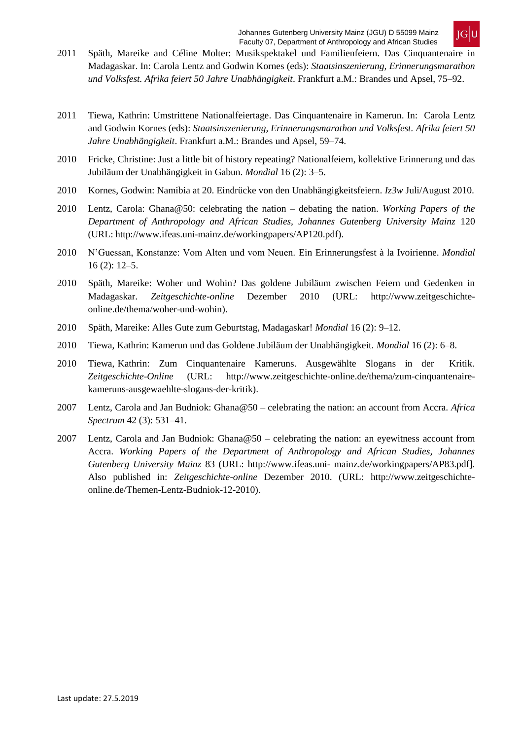2011 Späth, Mareike and Céline Molter: Musikspektakel und Familienfeiern. Das Cinquantenaire in Madagaskar. In: Carola Lentz and Godwin Kornes (eds): *Staatsinszenierung, Erinnerungsmarathon und Volksfest. Afrika feiert 50 Jahre Unabhängigkeit*. Frankfurt a.M.: Brandes und Apsel, 75–92.

2011 Tiewa, Kathrin: Umstrittene Nationalfeiertage. Das Cinquantenaire in Kamerun. In: Carola Lentz and Godwin Kornes (eds): *Staatsinszenierung, Erinnerungsmarathon und Volksfest. Afrika feiert 50 Jahre Unabhängigkeit*. Frankfurt a.M.: Brandes und Apsel, 59–74.

2010 Fricke, Christine: Just a little bit of history repeating? Nationalfeiern, kollektive Erinnerung und das Jubiläum der Unabhängigkeit in Gabun. *Mondial* 16 (2): 3–5.

2010 Kornes, Godwin: Namibia at 20. Eindrücke von den Unabhängigkeitsfeiern. *Iz3w* Juli/August 2010.

2010 Lentz, Carola: Ghana@50: celebrating the nation – debating the nation. *Working Papers of the Department of Anthropology and African Studies, Johannes Gutenberg University Mainz* 120 (URL: http://www.ifeas.uni-mainz.de/workingpapers/AP120.pdf).

2010 N'Guessan, Konstanze: Vom Alten und vom Neuen. Ein Erinnerungsfest à la Ivoirienne. *Mondial* 16 (2): 12–5.

2010 Späth, Mareike: Woher und Wohin? Das goldene Jubiläum zwischen Feiern und Gedenken in Madagaskar. *Zeitgeschichte-online* Dezember 2010 (URL: http://www.zeitgeschichte-online.de/thema/woher-und-wohin).

2010 Späth, Mareike: Alles Gute zum Geburtstag, Madagaskar! *Mondial* 16 (2): 9–12.

2010 Tiewa, Kathrin: Kamerun und das Goldene Jubiläum der Unabhängigkeit. *Mondial* 16 (2): 6–8.

2010 Tiewa, Kathrin: Zum Cinquantenaire Kameruns. Ausgewählte Slogans in der Kritik. *Zeitgeschichte-Online* (URL: http://www.zeitgeschichte-online.de/thema/zum-cinquantenaire-kameruns-ausgewaehlte-slogans-der-kritik).

2007 Lentz, Carola and Jan Budniok: Ghana@50 – celebrating the nation: an account from Accra. *Africa Spectrum* 42 (3): 531–41.

2007 Lentz, Carola and Jan Budniok: Ghana@50 – celebrating the nation: an eyewitness account from Accra. *Working Papers of the Department of Anthropology and African Studies, Johannes Gutenberg University Mainz* 83 (URL: http://www.ifeas.uni- mainz.de/workingpapers/AP83.pdf]. Also published in: *Zeitgeschichte-online* Dezember 2010. (URL: http://www.zeitgeschichte-online.de/Themen-Lentz-Budniok-12-2010).

Last update: 27.5.2019